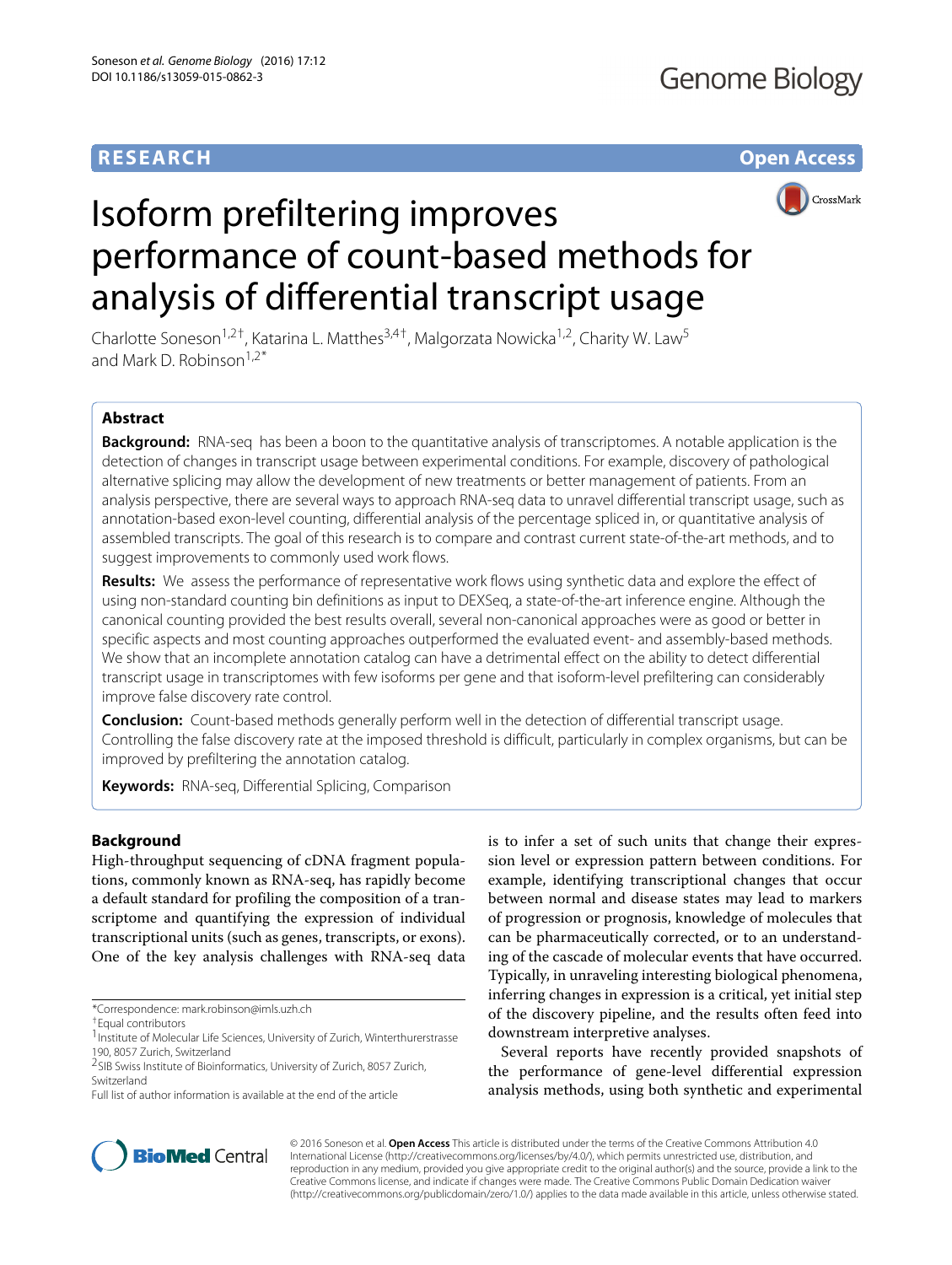RESEARCH

Open Access

# Isoform prefiltering improves performance of count-based methods for analysis of differential transcript usage

Charlotte Soneson[1,2†], Katarina L. Matthes[3,4†], Malgorzata Nowicka[1,2], Charity W. Law[5] and Mark D. Robinson[1,2*]

## Abstract

**Background:** RNA-seq has been a boon to the quantitative analysis of transcriptomes. A notable application is the detection of changes in transcript usage between experimental conditions. For example, discovery of pathological alternative splicing may allow the development of new treatments or better management of patients. From an analysis perspective, there are several ways to approach RNA-seq data to unravel differential transcript usage, such as annotation-based exon-level counting, differential analysis of the percentage spliced in, or quantitative analysis of assembled transcripts. The goal of this research is to compare and contrast current state-of-the-art methods, and to suggest improvements to commonly used work flows.

**Results:** We assess the performance of representative work flows using synthetic data and explore the effect of using non-standard counting bin definitions as input to DEXSeq, a state-of-the-art inference engine. Although the canonical counting provided the best results overall, several non-canonical approaches were as good or better in specific aspects and most counting approaches outperformed the evaluated event- and assembly-based methods. We show that an incomplete annotation catalog can have a detrimental effect on the ability to detect differential transcript usage in transcriptomes with few isoforms per gene and that isoform-level prefiltering can considerably improve false discovery rate control.

**Conclusion:** Count-based methods generally perform well in the detection of differential transcript usage. Controlling the false discovery rate at the imposed threshold is difficult, particularly in complex organisms, but can be improved by prefiltering the annotation catalog.

**Keywords:** RNA-seq, Differential Splicing, Comparison

## Background

High-throughput sequencing of cDNA fragment populations, commonly known as RNA-seq, has rapidly become a default standard for profiling the composition of a transcriptome and quantifying the expression of individual transcriptional units (such as genes, transcripts, or exons). One of the key analysis challenges with RNA-seq data is to infer a set of such units that change their expression level or expression pattern between conditions. For example, identifying transcriptional changes that occur between normal and disease states may lead to markers of progression or prognosis, knowledge of molecules that can be pharmaceutically corrected, or to an understanding of the cascade of molecular events that have occurred. Typically, in unraveling interesting biological phenomena, inferring changes in expression is a critical, yet initial step of the discovery pipeline, and the results often feed into downstream interpretive analyses.

Several reports have recently provided snapshots of the performance of gene-level differential expression analysis methods, using both synthetic and experimental

*Correspondence: mark.robinson@imls.uzh.ch

†Equal contributors

[1]Institute of Molecular Life Sciences, University of Zurich, Winterthurerstrasse 190, 8057 Zurich, Switzerland

[2]SIB Swiss Institute of Bioinformatics, University of Zurich, 8057 Zurich, Switzerland

Full list of author information is available at the end of the article

© 2016 Soneson et al. **Open Access** This article is distributed under the terms of the Creative Commons Attribution 4.0 International License (http://creativecommons.org/licenses/by/4.0/), which permits unrestricted use, distribution, and reproduction in any medium, provided you give appropriate credit to the original author(s) and the source, provide a link to the Creative Commons license, and indicate if changes were made. The Creative Commons Public Domain Dedication waiver (http://creativecommons.org/publicdomain/zero/1.0/) applies to the data made available in this article, unless otherwise stated.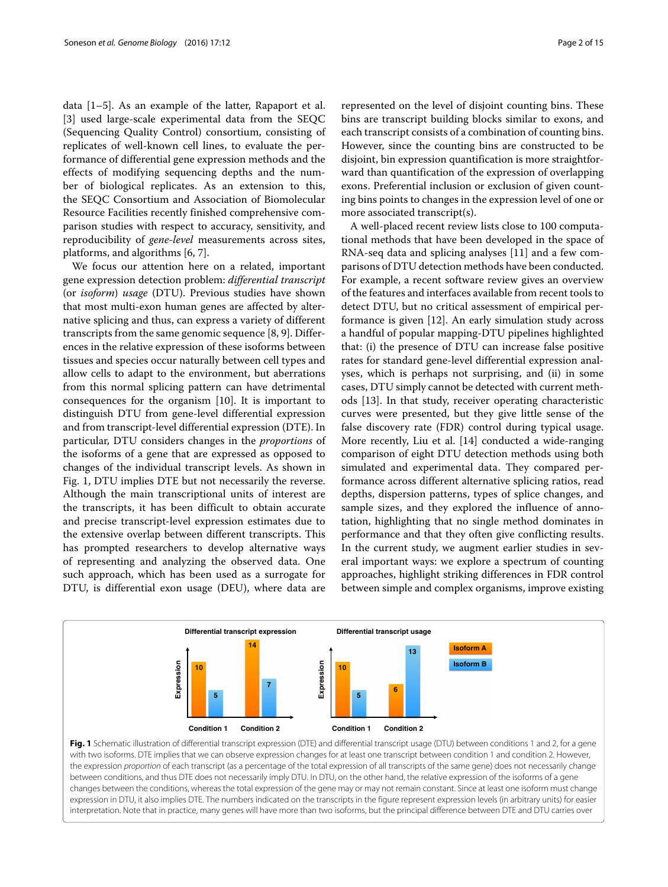data [1–5]. As an example of the latter, Rapaport et al. [3] used large-scale experimental data from the SEQC (Sequencing Quality Control) consortium, consisting of replicates of well-known cell lines, to evaluate the performance of differential gene expression methods and the effects of modifying sequencing depths and the number of biological replicates. As an extension to this, the SEQC Consortium and Association of Biomolecular Resource Facilities recently finished comprehensive comparison studies with respect to accuracy, sensitivity, and reproducibility of *gene-level* measurements across sites, platforms, and algorithms [6, 7].

We focus our attention here on a related, important gene expression detection problem: *differential transcript* (or *isoform*) *usage* (DTU). Previous studies have shown that most multi-exon human genes are affected by alternative splicing and thus, can express a variety of different transcripts from the same genomic sequence [8, 9]. Differences in the relative expression of these isoforms between tissues and species occur naturally between cell types and allow cells to adapt to the environment, but aberrations from this normal splicing pattern can have detrimental consequences for the organism [10]. It is important to distinguish DTU from gene-level differential expression and from transcript-level differential expression (DTE). In particular, DTU considers changes in the *proportions* of the isoforms of a gene that are expressed as opposed to changes of the individual transcript levels. As shown in Fig. 1, DTU implies DTE but not necessarily the reverse. Although the main transcriptional units of interest are the transcripts, it has been difficult to obtain accurate and precise transcript-level expression estimates due to the extensive overlap between different transcripts. This has prompted researchers to develop alternative ways of representing and analyzing the observed data. One such approach, which has been used as a surrogate for DTU, is differential exon usage (DEU), where data are represented on the level of disjoint counting bins. These bins are transcript building blocks similar to exons, and each transcript consists of a combination of counting bins. However, since the counting bins are constructed to be disjoint, bin expression quantification is more straightforward than quantification of the expression of overlapping exons. Preferential inclusion or exclusion of given counting bins points to changes in the expression level of one or more associated transcript(s).

A well-placed recent review lists close to 100 computational methods that have been developed in the space of RNA-seq data and splicing analyses [11] and a few comparisons of DTU detection methods have been conducted. For example, a recent software review gives an overview of the features and interfaces available from recent tools to detect DTU, but no critical assessment of empirical performance is given [12]. An early simulation study across a handful of popular mapping-DTU pipelines highlighted that: (i) the presence of DTU can increase false positive rates for standard gene-level differential expression analyses, which is perhaps not surprising, and (ii) in some cases, DTU simply cannot be detected with current methods [13]. In that study, receiver operating characteristic curves were presented, but they give little sense of the false discovery rate (FDR) control during typical usage. More recently, Liu et al. [14] conducted a wide-ranging comparison of eight DTU detection methods using both simulated and experimental data. They compared performance across different alternative splicing ratios, read depths, dispersion patterns, types of splice changes, and sample sizes, and they explored the influence of annotation, highlighting that no single method dominates in performance and that they often give conflicting results. In the current study, we augment earlier studies in several important ways: we explore a spectrum of counting approaches, highlight striking differences in FDR control between simple and complex organisms, improve existing

Differential transcript expression

Expression

10 5 14 7

Condition 1 Condition 2

Differential transcript usage

Expression

10 5 6 13

Condition 1 Condition 2

Isoform A
Isoform B

**Fig. 1** Schematic illustration of differential transcript expression (DTE) and differential transcript usage (DTU) between conditions 1 and 2, for a gene with two isoforms. DTE implies that we can observe expression changes for at least one transcript between condition 1 and condition 2. However, the expression *proportion* of each transcript (as a percentage of the total expression of all transcripts of the same gene) does not necessarily change between conditions, and thus DTE does not necessarily imply DTU. In DTU, on the other hand, the relative expression of the isoforms of a gene changes between the conditions, whereas the total expression of the gene may or may not remain constant. Since at least one isoform must change expression in DTU, it also implies DTE. The numbers indicated on the transcripts in the figure represent expression levels (in arbitrary units) for easier interpretation. Note that in practice, many genes will have more than two isoforms, but the principal difference between DTE and DTU carries over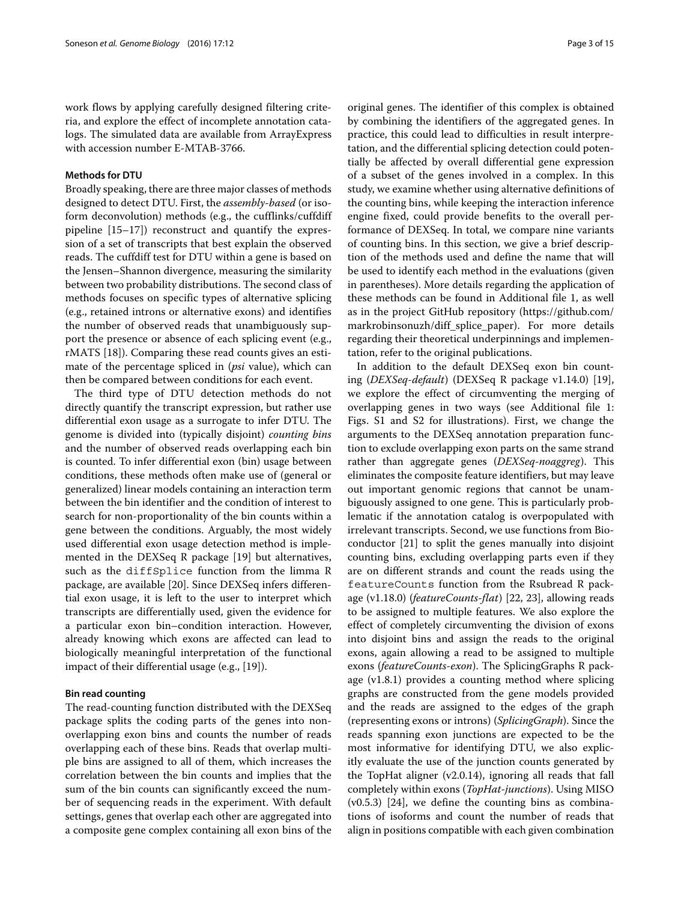work flows by applying carefully designed filtering criteria, and explore the effect of incomplete annotation catalogs. The simulated data are available from ArrayExpress with accession number E-MTAB-3766.

### Methods for DTU

Broadly speaking, there are three major classes of methods designed to detect DTU. First, the *assembly-based* (or isoform deconvolution) methods (e.g., the cufflinks/cuffdiff pipeline [15–17]) reconstruct and quantify the expression of a set of transcripts that best explain the observed reads. The cuffdiff test for DTU within a gene is based on the Jensen–Shannon divergence, measuring the similarity between two probability distributions. The second class of methods focuses on specific types of alternative splicing (e.g., retained introns or alternative exons) and identifies the number of observed reads that unambiguously support the presence or absence of each splicing event (e.g., rMATS [18]). Comparing these read counts gives an estimate of the percentage spliced in (*psi* value), which can then be compared between conditions for each event.

The third type of DTU detection methods do not directly quantify the transcript expression, but rather use differential exon usage as a surrogate to infer DTU. The genome is divided into (typically disjoint) *counting bins* and the number of observed reads overlapping each bin is counted. To infer differential exon (bin) usage between conditions, these methods often make use of (general or generalized) linear models containing an interaction term between the bin identifier and the condition of interest to search for non-proportionality of the bin counts within a gene between the conditions. Arguably, the most widely used differential exon usage detection method is implemented in the DEXSeq R package [19] but alternatives, such as the `diffSplice` function from the limma R package, are available [20]. Since DEXSeq infers differential exon usage, it is left to the user to interpret which transcripts are differentially used, given the evidence for a particular exon bin–condition interaction. However, already knowing which exons are affected can lead to biologically meaningful interpretation of the functional impact of their differential usage (e.g., [19]).

### Bin read counting

The read-counting function distributed with the DEXSeq package splits the coding parts of the genes into non-overlapping exon bins and counts the number of reads overlapping each of these bins. Reads that overlap multiple bins are assigned to all of them, which increases the correlation between the bin counts and implies that the sum of the bin counts can significantly exceed the number of sequencing reads in the experiment. With default settings, genes that overlap each other are aggregated into a composite gene complex containing all exon bins of the original genes. The identifier of this complex is obtained by combining the identifiers of the aggregated genes. In practice, this could lead to difficulties in result interpretation, and the differential splicing detection could potentially be affected by overall differential gene expression of a subset of the genes involved in a complex. In this study, we examine whether using alternative definitions of the counting bins, while keeping the interaction inference engine fixed, could provide benefits to the overall performance of DEXSeq. In total, we compare nine variants of counting bins. In this section, we give a brief description of the methods used and define the name that will be used to identify each method in the evaluations (given in parentheses). More details regarding the application of these methods can be found in Additional file 1, as well as in the project GitHub repository (https://github.com/markrobinsonuzh/diff_splice_paper). For more details regarding their theoretical underpinnings and implementation, refer to the original publications.

In addition to the default DEXSeq exon bin counting (*DEXSeq-default*) (DEXSeq R package v1.14.0) [19], we explore the effect of circumventing the merging of overlapping genes in two ways (see Additional file 1: Figs. S1 and S2 for illustrations). First, we change the arguments to the DEXSeq annotation preparation function to exclude overlapping exon parts on the same strand rather than aggregate genes (*DEXSeq-noaggreg*). This eliminates the composite feature identifiers, but may leave out important genomic regions that cannot be unambiguously assigned to one gene. This is particularly problematic if the annotation catalog is overpopulated with irrelevant transcripts. Second, we use functions from Bioconductor [21] to split the genes manually into disjoint counting bins, excluding overlapping parts even if they are on different strands and count the reads using the `featureCounts` function from the Rsubread R package (v1.18.0) (*featureCounts-flat*) [22, 23], allowing reads to be assigned to multiple features. We also explore the effect of completely circumventing the division of exons into disjoint bins and assign the reads to the original exons, again allowing a read to be assigned to multiple exons (*featureCounts-exon*). The SplicingGraphs R package (v1.8.1) provides a counting method where splicing graphs are constructed from the gene models provided and the reads are assigned to the edges of the graph (representing exons or introns) (*SplicingGraph*). Since the reads spanning exon junctions are expected to be the most informative for identifying DTU, we also explicitly evaluate the use of the junction counts generated by the TopHat aligner (v2.0.14), ignoring all reads that fall completely within exons (*TopHat-junctions*). Using MISO (v0.5.3) [24], we define the counting bins as combinations of isoforms and count the number of reads that align in positions compatible with each given combination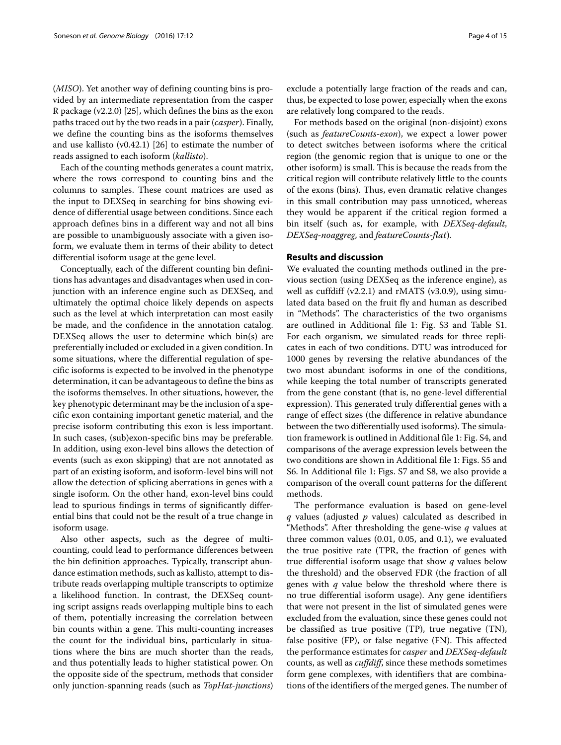(*MISO*). Yet another way of defining counting bins is provided by an intermediate representation from the casper R package (v2.2.0) [25], which defines the bins as the exon paths traced out by the two reads in a pair (*casper*). Finally, we define the counting bins as the isoforms themselves and use kallisto (v0.42.1) [26] to estimate the number of reads assigned to each isoform (*kallisto*).

Each of the counting methods generates a count matrix, where the rows correspond to counting bins and the columns to samples. These count matrices are used as the input to DEXSeq in searching for bins showing evidence of differential usage between conditions. Since each approach defines bins in a different way and not all bins are possible to unambiguously associate with a given isoform, we evaluate them in terms of their ability to detect differential isoform usage at the gene level.

Conceptually, each of the different counting bin definitions has advantages and disadvantages when used in conjunction with an inference engine such as DEXSeq, and ultimately the optimal choice likely depends on aspects such as the level at which interpretation can most easily be made, and the confidence in the annotation catalog. DEXSeq allows the user to determine which bin(s) are preferentially included or excluded in a given condition. In some situations, where the differential regulation of specific isoforms is expected to be involved in the phenotype determination, it can be advantageous to define the bins as the isoforms themselves. In other situations, however, the key phenotypic determinant may be the inclusion of a specific exon containing important genetic material, and the precise isoform contributing this exon is less important. In such cases, (sub)exon-specific bins may be preferable. In addition, using exon-level bins allows the detection of events (such as exon skipping) that are not annotated as part of an existing isoform, and isoform-level bins will not allow the detection of splicing aberrations in genes with a single isoform. On the other hand, exon-level bins could lead to spurious findings in terms of significantly differential bins that could not be the result of a true change in isoform usage.

Also other aspects, such as the degree of multi-counting, could lead to performance differences between the bin definition approaches. Typically, transcript abundance estimation methods, such as kallisto, attempt to distribute reads overlapping multiple transcripts to optimize a likelihood function. In contrast, the DEXSeq counting script assigns reads overlapping multiple bins to each of them, potentially increasing the correlation between bin counts within a gene. This multi-counting increases the count for the individual bins, particularly in situations where the bins are much shorter than the reads, and thus potentially leads to higher statistical power. On the opposite side of the spectrum, methods that consider only junction-spanning reads (such as *TopHat-junctions*) exclude a potentially large fraction of the reads and can, thus, be expected to lose power, especially when the exons are relatively long compared to the reads.

For methods based on the original (non-disjoint) exons (such as *featureCounts-exon*), we expect a lower power to detect switches between isoforms where the critical region (the genomic region that is unique to one or the other isoform) is small. This is because the reads from the critical region will contribute relatively little to the counts of the exons (bins). Thus, even dramatic relative changes in this small contribution may pass unnoticed, whereas they would be apparent if the critical region formed a bin itself (such as, for example, with *DEXSeq-default*, *DEXSeq-noaggreg*, and *featureCounts-flat*).

## Results and discussion

We evaluated the counting methods outlined in the previous section (using DEXSeq as the inference engine), as well as cuffdiff (v2.2.1) and rMATS (v3.0.9), using simulated data based on the fruit fly and human as described in "Methods". The characteristics of the two organisms are outlined in Additional file 1: Fig. S3 and Table S1. For each organism, we simulated reads for three replicates in each of two conditions. DTU was introduced for 1000 genes by reversing the relative abundances of the two most abundant isoforms in one of the conditions, while keeping the total number of transcripts generated from the gene constant (that is, no gene-level differential expression). This generated truly differential genes with a range of effect sizes (the difference in relative abundance between the two differentially used isoforms). The simulation framework is outlined in Additional file 1: Fig. S4, and comparisons of the average expression levels between the two conditions are shown in Additional file 1: Figs. S5 and S6. In Additional file 1: Figs. S7 and S8, we also provide a comparison of the overall count patterns for the different methods.

The performance evaluation is based on gene-level $q$ values (adjusted $p$ values) calculated as described in "Methods". After thresholding the gene-wise $q$ values at three common values (0.01, 0.05, and 0.1), we evaluated the true positive rate (TPR, the fraction of genes with true differential isoform usage that show $q$ values below the threshold) and the observed FDR (the fraction of all genes with $q$ value below the threshold where there is no true differential isoform usage). Any gene identifiers that were not present in the list of simulated genes were excluded from the evaluation, since these genes could not be classified as true positive (TP), true negative (TN), false positive (FP), or false negative (FN). This affected the performance estimates for *casper* and *DEXSeq-default* counts, as well as *cuffdiff*, since these methods sometimes form gene complexes, with identifiers that are combinations of the identifiers of the merged genes. The number of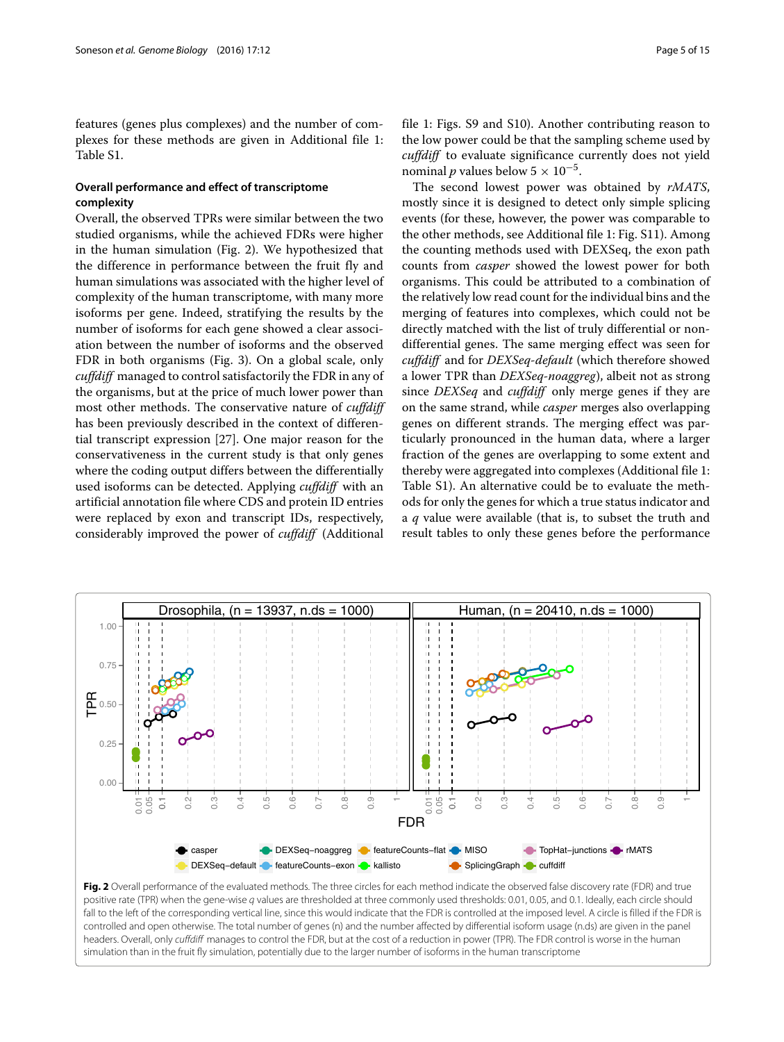features (genes plus complexes) and the number of complexes for these methods are given in Additional file 1: Table S1.

### Overall performance and effect of transcriptome complexity

Overall, the observed TPRs were similar between the two studied organisms, while the achieved FDRs were higher in the human simulation (Fig. 2). We hypothesized that the difference in performance between the fruit fly and human simulations was associated with the higher level of complexity of the human transcriptome, with many more isoforms per gene. Indeed, stratifying the results by the number of isoforms for each gene showed a clear association between the number of isoforms and the observed FDR in both organisms (Fig. 3). On a global scale, only *cuffdiff* managed to control satisfactorily the FDR in any of the organisms, but at the price of much lower power than most other methods. The conservative nature of *cuffdiff* has been previously described in the context of differential transcript expression [27]. One major reason for the conservativeness in the current study is that only genes where the coding output differs between the differentially used isoforms can be detected. Applying *cuffdiff* with an artificial annotation file where CDS and protein ID entries were replaced by exon and transcript IDs, respectively, considerably improved the power of *cuffdiff* (Additional file 1: Figs. S9 and S10). Another contributing reason to the low power could be that the sampling scheme used by *cuffdiff* to evaluate significance currently does not yield nominal $p$ values below $5 \times 10^{-5}$.

The second lowest power was obtained by *rMATS*, mostly since it is designed to detect only simple splicing events (for these, however, the power was comparable to the other methods, see Additional file 1: Fig. S11). Among the counting methods used with DEXSeq, the exon path counts from *casper* showed the lowest power for both organisms. This could be attributed to a combination of the relatively low read count for the individual bins and the merging of features into complexes, which could not be directly matched with the list of truly differential or non-differential genes. The same merging effect was seen for *cuffdiff* and for *DEXSeq-default* (which therefore showed a lower TPR than *DEXSeq-noaggreg*), albeit not as strong since *DEXSeq* and *cuffdiff* only merge genes if they are on the same strand, while *casper* merges also overlapping genes on different strands. The merging effect was particularly pronounced in the human data, where a larger fraction of the genes are overlapping to some extent and thereby were aggregated into complexes (Additional file 1: Table S1). An alternative could be to evaluate the methods for only the genes for which a true status indicator and a $q$ value were available (that is, to subset the truth and result tables to only these genes before the performance

**Fig. 2** Overall performance of the evaluated methods. The three circles for each method indicate the observed false discovery rate (FDR) and true positive rate (TPR) when the gene-wise $q$ values are thresholded at three commonly used thresholds: 0.01, 0.05, and 0.1. Ideally, each circle should fall to the left of the corresponding vertical line, since this would indicate that the FDR is controlled at the imposed level. A circle is filled if the FDR is controlled and open otherwise. The total number of genes (n) and the number affected by differential isoform usage (n.ds) are given in the panel headers. Overall, only *cuffdiff* manages to control the FDR, but at the cost of a reduction in power (TPR). The FDR control is worse in the human simulation than in the fruit fly simulation, potentially due to the larger number of isoforms in the human transcriptome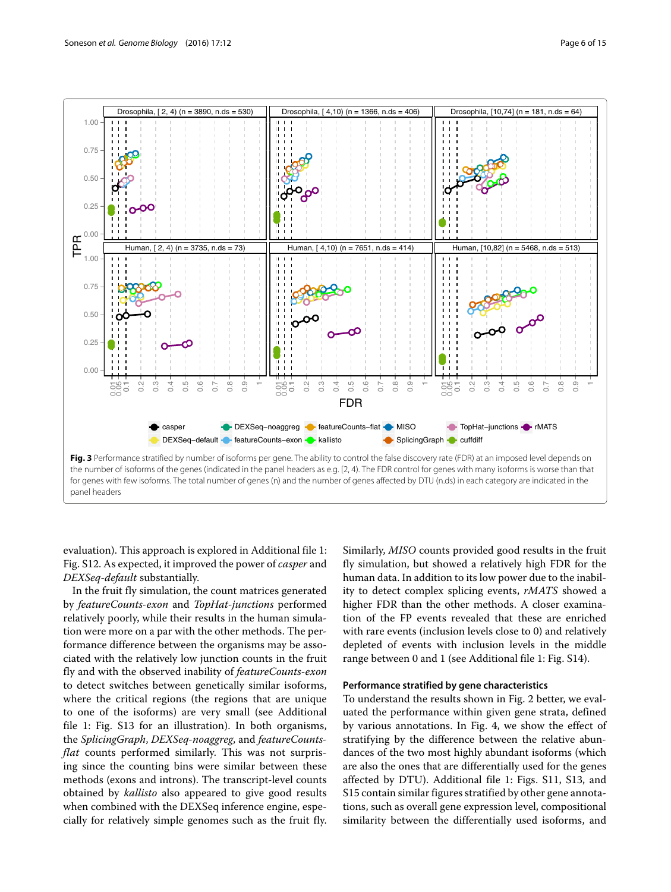**Fig. 3** Performance stratified by number of isoforms per gene. The ability to control the false discovery rate (FDR) at an imposed level depends on the number of isoforms of the genes (indicated in the panel headers as e.g. [2, 4)). The FDR control for genes with many isoforms is worse than that for genes with few isoforms. The total number of genes (n) and the number of genes affected by DTU (n.ds) in each category are indicated in the panel headers

evaluation). This approach is explored in Additional file 1: Fig. S12. As expected, it improved the power of *casper* and *DEXSeq-default* substantially.

In the fruit fly simulation, the count matrices generated by *featureCounts-exon* and *TopHat-junctions* performed relatively poorly, while their results in the human simulation were more on a par with the other methods. The performance difference between the organisms may be associated with the relatively low junction counts in the fruit fly and with the observed inability of *featureCounts-exon* to detect switches between genetically similar isoforms, where the critical regions (the regions that are unique to one of the isoforms) are very small (see Additional file 1: Fig. S13 for an illustration). In both organisms, the *SplicingGraph*, *DEXSeq-noaggreg*, and *featureCounts-flat* counts performed similarly. This was not surprising since the counting bins were similar between these methods (exons and introns). The transcript-level counts obtained by *kallisto* also appeared to give good results when combined with the DEXSeq inference engine, especially for relatively simple genomes such as the fruit fly. Similarly, *MISO* counts provided good results in the fruit fly simulation, but showed a relatively high FDR for the human data. In addition to its low power due to the inability to detect complex splicing events, *rMATS* showed a higher FDR than the other methods. A closer examination of the FP events revealed that these are enriched with rare events (inclusion levels close to 0) and relatively depleted of events with inclusion levels in the middle range between 0 and 1 (see Additional file 1: Fig. S14).

### Performance stratified by gene characteristics

To understand the results shown in Fig. 2 better, we evaluated the performance within given gene strata, defined by various annotations. In Fig. 4, we show the effect of stratifying by the difference between the relative abundances of the two most highly abundant isoforms (which are also the ones that are differentially used for the genes affected by DTU). Additional file 1: Figs. S11, S13, and S15 contain similar figures stratified by other gene annotations, such as overall gene expression level, compositional similarity between the differentially used isoforms, and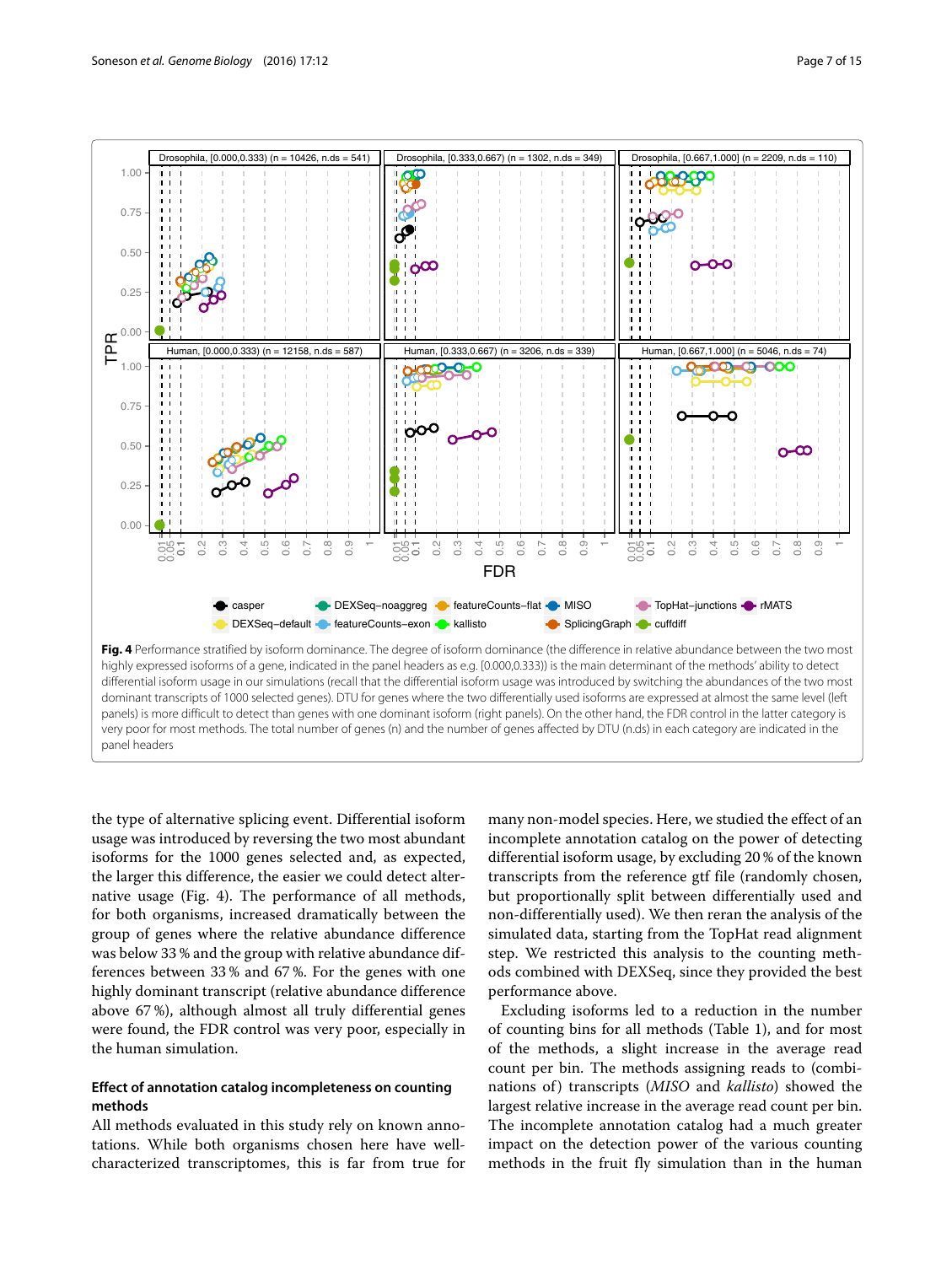**Fig. 4** Performance stratified by isoform dominance. The degree of isoform dominance (the difference in relative abundance between the two most highly expressed isoforms of a gene, indicated in the panel headers as e.g. [0.000,0.333)) is the main determinant of the methods' ability to detect differential isoform usage in our simulations (recall that the differential isoform usage was introduced by switching the abundances of the two most dominant transcripts of 1000 selected genes). DTU for genes where the two differentially used isoforms are expressed at almost the same level (left panels) is more difficult to detect than genes with one dominant isoform (right panels). On the other hand, the FDR control in the latter category is very poor for most methods. The total number of genes (n) and the number of genes affected by DTU (n.ds) in each category are indicated in the panel headers

the type of alternative splicing event. Differential isoform usage was introduced by reversing the two most abundant isoforms for the 1000 genes selected and, as expected, the larger this difference, the easier we could detect alternative usage (Fig. 4). The performance of all methods, for both organisms, increased dramatically between the group of genes where the relative abundance difference was below 33 % and the group with relative abundance differences between 33 % and 67 %. For the genes with one highly dominant transcript (relative abundance difference above 67 %), although almost all truly differential genes were found, the FDR control was very poor, especially in the human simulation.

### Effect of annotation catalog incompleteness on counting methods

All methods evaluated in this study rely on known annotations. While both organisms chosen here have well-characterized transcriptomes, this is far from true for many non-model species. Here, we studied the effect of an incomplete annotation catalog on the power of detecting differential isoform usage, by excluding 20 % of the known transcripts from the reference gtf file (randomly chosen, but proportionally split between differentially used and non-differentially used). We then reran the analysis of the simulated data, starting from the TopHat read alignment step. We restricted this analysis to the counting methods combined with DEXSeq, since they provided the best performance above.

Excluding isoforms led to a reduction in the number of counting bins for all methods (Table 1), and for most of the methods, a slight increase in the average read count per bin. The methods assigning reads to (combinations of) transcripts (*MISO* and *kallisto*) showed the largest relative increase in the average read count per bin. The incomplete annotation catalog had a much greater impact on the detection power of the various counting methods in the fruit fly simulation than in the human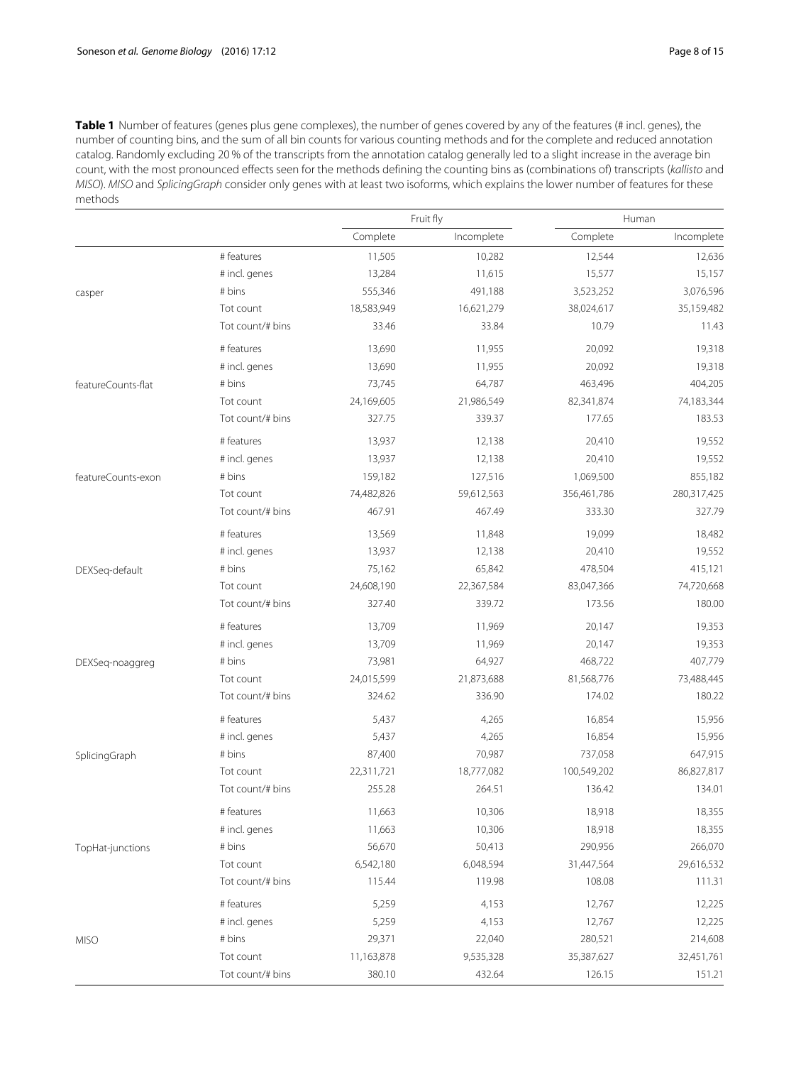**Table 1** Number of features (genes plus gene complexes), the number of genes covered by any of the features (# incl. genes), the number of counting bins, and the sum of all bin counts for various counting methods and for the complete and reduced annotation catalog. Randomly excluding 20 % of the transcripts from the annotation catalog generally led to a slight increase in the average bin count, with the most pronounced effects seen for the methods defining the counting bins as (combinations of) transcripts (*kallisto* and *MISO*). *MISO* and *SplicingGraph* consider only genes with at least two isoforms, which explains the lower number of features for these methods

| | | Fruit fly | | Human | |
|---|---|---|---|---|---|
| | | Complete | Incomplete | Complete | Incomplete |
| casper | # features | 11,505 | 10,282 | 12,544 | 12,636 |
| | # incl. genes | 13,284 | 11,615 | 15,577 | 15,157 |
| | # bins | 555,346 | 491,188 | 3,523,252 | 3,076,596 |
| | Tot count | 18,583,949 | 16,621,279 | 38,024,617 | 35,159,482 |
| | Tot count/# bins | 33.46 | 33.84 | 10.79 | 11.43 |
| featureCounts-flat | # features | 13,690 | 11,955 | 20,092 | 19,318 |
| | # incl. genes | 13,690 | 11,955 | 20,092 | 19,318 |
| | # bins | 73,745 | 64,787 | 463,496 | 404,205 |
| | Tot count | 24,169,605 | 21,986,549 | 82,341,874 | 74,183,344 |
| | Tot count/# bins | 327.75 | 339.37 | 177.65 | 183.53 |
| featureCounts-exon | # features | 13,937 | 12,138 | 20,410 | 19,552 |
| | # incl. genes | 13,937 | 12,138 | 20,410 | 19,552 |
| | # bins | 159,182 | 127,516 | 1,069,500 | 855,182 |
| | Tot count | 74,482,826 | 59,612,563 | 356,461,786 | 280,317,425 |
| | Tot count/# bins | 467.91 | 467.49 | 333.30 | 327.79 |
| DEXSeq-default | # features | 13,569 | 11,848 | 19,099 | 18,482 |
| | # incl. genes | 13,937 | 12,138 | 20,410 | 19,552 |
| | # bins | 75,162 | 65,842 | 478,504 | 415,121 |
| | Tot count | 24,608,190 | 22,367,584 | 83,047,366 | 74,720,668 |
| | Tot count/# bins | 327.40 | 339.72 | 173.56 | 180.00 |
| DEXSeq-noaggreg | # features | 13,709 | 11,969 | 20,147 | 19,353 |
| | # incl. genes | 13,709 | 11,969 | 20,147 | 19,353 |
| | # bins | 73,981 | 64,927 | 468,722 | 407,779 |
| | Tot count | 24,015,599 | 21,873,688 | 81,568,776 | 73,488,445 |
| | Tot count/# bins | 324.62 | 336.90 | 174.02 | 180.22 |
| SplicingGraph | # features | 5,437 | 4,265 | 16,854 | 15,956 |
| | # incl. genes | 5,437 | 4,265 | 16,854 | 15,956 |
| | # bins | 87,400 | 70,987 | 737,058 | 647,915 |
| | Tot count | 22,311,721 | 18,777,082 | 100,549,202 | 86,827,817 |
| | Tot count/# bins | 255.28 | 264.51 | 136.42 | 134.01 |
| TopHat-junctions | # features | 11,663 | 10,306 | 18,918 | 18,355 |
| | # incl. genes | 11,663 | 10,306 | 18,918 | 18,355 |
| | # bins | 56,670 | 50,413 | 290,956 | 266,070 |
| | Tot count | 6,542,180 | 6,048,594 | 31,447,564 | 29,616,532 |
| | Tot count/# bins | 115.44 | 119.98 | 108.08 | 111.31 |
| MISO | # features | 5,259 | 4,153 | 12,767 | 12,225 |
| | # incl. genes | 5,259 | 4,153 | 12,767 | 12,225 |
| | # bins | 29,371 | 22,040 | 280,521 | 214,608 |
| | Tot count | 11,163,878 | 9,535,328 | 35,387,627 | 32,451,761 |
| | Tot count/# bins | 380.10 | 432.64 | 126.15 | 151.21 |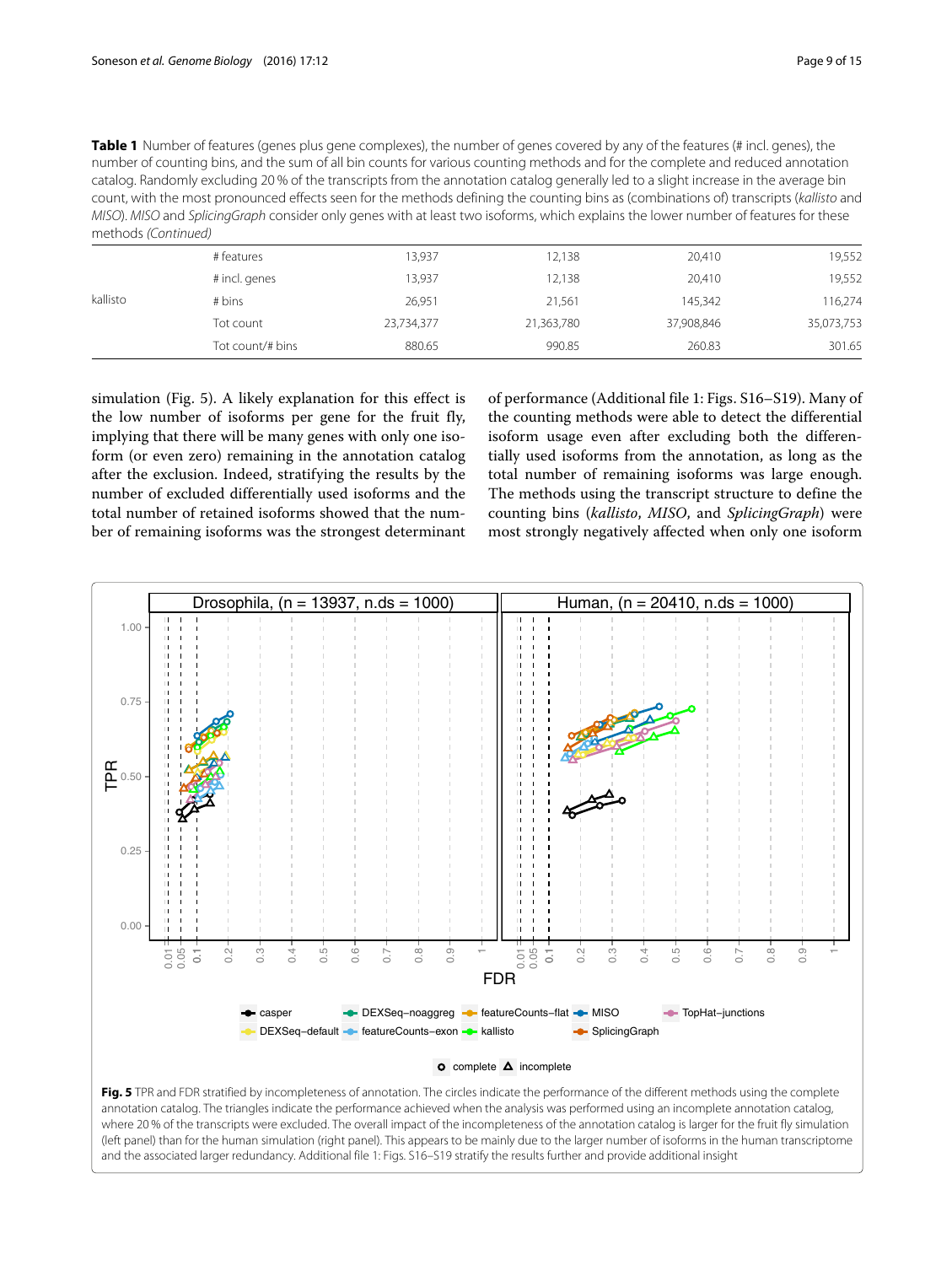**Table 1** Number of features (genes plus gene complexes), the number of genes covered by any of the features (# incl. genes), the number of counting bins, and the sum of all bin counts for various counting methods and for the complete and reduced annotation catalog. Randomly excluding 20 % of the transcripts from the annotation catalog generally led to a slight increase in the average bin count, with the most pronounced effects seen for the methods defining the counting bins as (combinations of) transcripts (*kallisto* and *MISO*). *MISO* and *SplicingGraph* consider only genes with at least two isoforms, which explains the lower number of features for these methods *(Continued)*

| | | | | | |
|---|---|---|---|---|---|
| kallisto | # features | 13,937 | 12,138 | 20,410 | 19,552 |
| | # incl. genes | 13,937 | 12,138 | 20,410 | 19,552 |
| | # bins | 26,951 | 21,561 | 145,342 | 116,274 |
| | Tot count | 23,734,377 | 21,363,780 | 37,908,846 | 35,073,753 |
| | Tot count/# bins | 880.65 | 990.85 | 260.83 | 301.65 |

simulation (Fig. 5). A likely explanation for this effect is the low number of isoforms per gene for the fruit fly, implying that there will be many genes with only one isoform (or even zero) remaining in the annotation catalog after the exclusion. Indeed, stratifying the results by the number of excluded differentially used isoforms and the total number of retained isoforms showed that the number of remaining isoforms was the strongest determinant of performance (Additional file 1: Figs. S16–S19). Many of the counting methods were able to detect the differential isoform usage even after excluding both the differentially used isoforms from the annotation, as long as the total number of remaining isoforms was large enough. The methods using the transcript structure to define the counting bins (*kallisto*, *MISO*, and *SplicingGraph*) were most strongly negatively affected when only one isoform

**Fig. 5** TPR and FDR stratified by incompleteness of annotation. The circles indicate the performance of the different methods using the complete annotation catalog. The triangles indicate the performance achieved when the analysis was performed using an incomplete annotation catalog, where 20 % of the transcripts were excluded. The overall impact of the incompleteness of the annotation catalog is larger for the fruit fly simulation (left panel) than for the human simulation (right panel). This appears to be mainly due to the larger number of isoforms in the human transcriptome and the associated larger redundancy. Additional file 1: Figs. S16–S19 stratify the results further and provide additional insight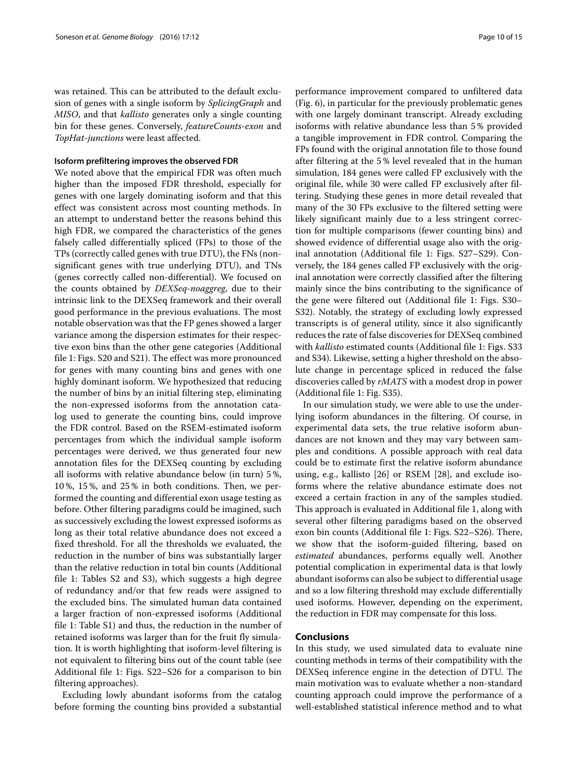was retained. This can be attributed to the default exclusion of genes with a single isoform by *SplicingGraph* and *MISO*, and that *kallisto* generates only a single counting bin for these genes. Conversely, *featureCounts-exon* and *TopHat-junctions* were least affected.

### Isoform prefiltering improves the observed FDR

We noted above that the empirical FDR was often much higher than the imposed FDR threshold, especially for genes with one largely dominating isoform and that this effect was consistent across most counting methods. In an attempt to understand better the reasons behind this high FDR, we compared the characteristics of the genes falsely called differentially spliced (FPs) to those of the TPs (correctly called genes with true DTU), the FNs (non-significant genes with true underlying DTU), and TNs (genes correctly called non-differential). We focused on the counts obtained by *DEXSeq-noaggreg*, due to their intrinsic link to the DEXSeq framework and their overall good performance in the previous evaluations. The most notable observation was that the FP genes showed a larger variance among the dispersion estimates for their respective exon bins than the other gene categories (Additional file 1: Figs. S20 and S21). The effect was more pronounced for genes with many counting bins and genes with one highly dominant isoform. We hypothesized that reducing the number of bins by an initial filtering step, eliminating the non-expressed isoforms from the annotation catalog used to generate the counting bins, could improve the FDR control. Based on the RSEM-estimated isoform percentages from which the individual sample isoform percentages were derived, we thus generated four new annotation files for the DEXSeq counting by excluding all isoforms with relative abundance below (in turn) 5 %, 10 %, 15 %, and 25 % in both conditions. Then, we performed the counting and differential exon usage testing as before. Other filtering paradigms could be imagined, such as successively excluding the lowest expressed isoforms as long as their total relative abundance does not exceed a fixed threshold. For all the thresholds we evaluated, the reduction in the number of bins was substantially larger than the relative reduction in total bin counts (Additional file 1: Tables S2 and S3), which suggests a high degree of redundancy and/or that few reads were assigned to the excluded bins. The simulated human data contained a larger fraction of non-expressed isoforms (Additional file 1: Table S1) and thus, the reduction in the number of retained isoforms was larger than for the fruit fly simulation. It is worth highlighting that isoform-level filtering is not equivalent to filtering bins out of the count table (see Additional file 1: Figs. S22–S26 for a comparison to bin filtering approaches).

Excluding lowly abundant isoforms from the catalog before forming the counting bins provided a substantial performance improvement compared to unfiltered data (Fig. 6), in particular for the previously problematic genes with one largely dominant transcript. Already excluding isoforms with relative abundance less than 5 % provided a tangible improvement in FDR control. Comparing the FPs found with the original annotation file to those found after filtering at the 5 % level revealed that in the human simulation, 184 genes were called FP exclusively with the original file, while 30 were called FP exclusively after filtering. Studying these genes in more detail revealed that many of the 30 FPs exclusive to the filtered setting were likely significant mainly due to a less stringent correction for multiple comparisons (fewer counting bins) and showed evidence of differential usage also with the original annotation (Additional file 1: Figs. S27–S29). Conversely, the 184 genes called FP exclusively with the original annotation were correctly classified after the filtering mainly since the bins contributing to the significance of the gene were filtered out (Additional file 1: Figs. S30–S32). Notably, the strategy of excluding lowly expressed transcripts is of general utility, since it also significantly reduces the rate of false discoveries for DEXSeq combined with *kallisto* estimated counts (Additional file 1: Figs. S33 and S34). Likewise, setting a higher threshold on the absolute change in percentage spliced in reduced the false discoveries called by *rMATS* with a modest drop in power (Additional file 1: Fig. S35).

In our simulation study, we were able to use the underlying isoform abundances in the filtering. Of course, in experimental data sets, the true relative isoform abundances are not known and they may vary between samples and conditions. A possible approach with real data could be to estimate first the relative isoform abundance using, e.g., kallisto [26] or RSEM [28], and exclude isoforms where the relative abundance estimate does not exceed a certain fraction in any of the samples studied. This approach is evaluated in Additional file 1, along with several other filtering paradigms based on the observed exon bin counts (Additional file 1: Figs. S22–S26). There, we show that the isoform-guided filtering, based on *estimated* abundances, performs equally well. Another potential complication in experimental data is that lowly abundant isoforms can also be subject to differential usage and so a low filtering threshold may exclude differentially used isoforms. However, depending on the experiment, the reduction in FDR may compensate for this loss.

## Conclusions

In this study, we used simulated data to evaluate nine counting methods in terms of their compatibility with the DEXSeq inference engine in the detection of DTU. The main motivation was to evaluate whether a non-standard counting approach could improve the performance of a well-established statistical inference method and to what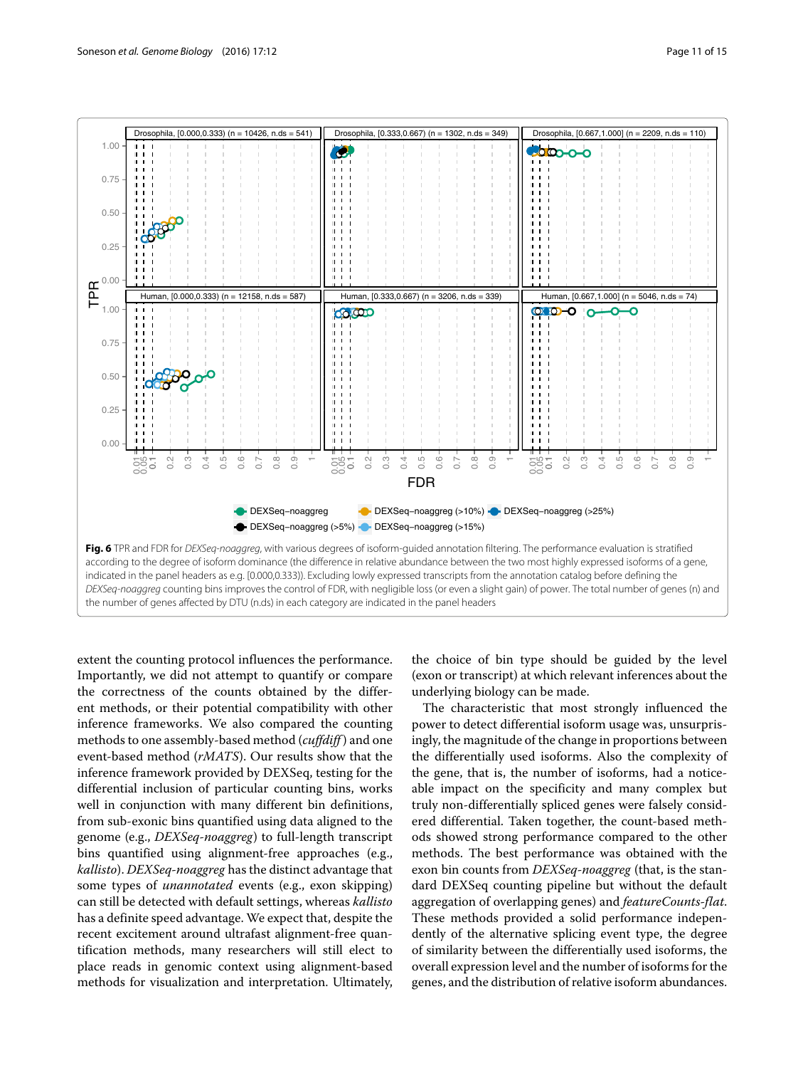Drosophila, [0.000,0.333) (n = 10426, n.ds = 541)

Drosophila, [0.333,0.667) (n = 1302, n.ds = 349)

Drosophila, [0.667,1.000] (n = 2209, n.ds = 110)

Human, [0.000,0.333) (n = 12158, n.ds = 587)

Human, [0.333,0.667) (n = 3206, n.ds = 339)

Human, [0.667,1.000] (n = 5046, n.ds = 74)

TPR

1.00 0.75 0.50 0.25 0.00

FDR

0.01 0.05 0.1 0.2 0.3 0.4 0.5 0.6 0.7 0.8 0.9 1

DEXSeq−noaggreg, DEXSeq−noaggreg (>10%), DEXSeq−noaggreg (>25%), DEXSeq−noaggreg (>5%), DEXSeq−noaggreg (>15%)

**Fig. 6** TPR and FDR for *DEXSeq-noaggreg*, with various degrees of isoform-guided annotation filtering. The performance evaluation is stratified according to the degree of isoform dominance (the difference in relative abundance between the two most highly expressed isoforms of a gene, indicated in the panel headers as e.g. [0.000,0.333)). Excluding lowly expressed transcripts from the annotation catalog before defining the *DEXSeq-noaggreg* counting bins improves the control of FDR, with negligible loss (or even a slight gain) of power. The total number of genes (n) and the number of genes affected by DTU (n.ds) in each category are indicated in the panel headers

extent the counting protocol influences the performance. Importantly, we did not attempt to quantify or compare the correctness of the counts obtained by the different methods, or their potential compatibility with other inference frameworks. We also compared the counting methods to one assembly-based method (*cuffdiff*) and one event-based method (*rMATS*). Our results show that the inference framework provided by DEXSeq, testing for the differential inclusion of particular counting bins, works well in conjunction with many different bin definitions, from sub-exonic bins quantified using data aligned to the genome (e.g., *DEXSeq-noaggreg*) to full-length transcript bins quantified using alignment-free approaches (e.g., *kallisto*). *DEXSeq-noaggreg* has the distinct advantage that some types of *unannotated* events (e.g., exon skipping) can still be detected with default settings, whereas *kallisto* has a definite speed advantage. We expect that, despite the recent excitement around ultrafast alignment-free quantification methods, many researchers will still elect to place reads in genomic context using alignment-based methods for visualization and interpretation. Ultimately, the choice of bin type should be guided by the level (exon or transcript) at which relevant inferences about the underlying biology can be made.

The characteristic that most strongly influenced the power to detect differential isoform usage was, unsurprisingly, the magnitude of the change in proportions between the differentially used isoforms. Also the complexity of the gene, that is, the number of isoforms, had a noticeable impact on the specificity and many complex but truly non-differentially spliced genes were falsely considered differential. Taken together, the count-based methods showed strong performance compared to the other methods. The best performance was obtained with the exon bin counts from *DEXSeq-noaggreg* (that is, the standard DEXSeq counting pipeline but without the default aggregation of overlapping genes) and *featureCounts-flat*. These methods provided a solid performance independently of the alternative splicing event type, the degree of similarity between the differentially used isoforms, the overall expression level and the number of isoforms for the genes, and the distribution of relative isoform abundances.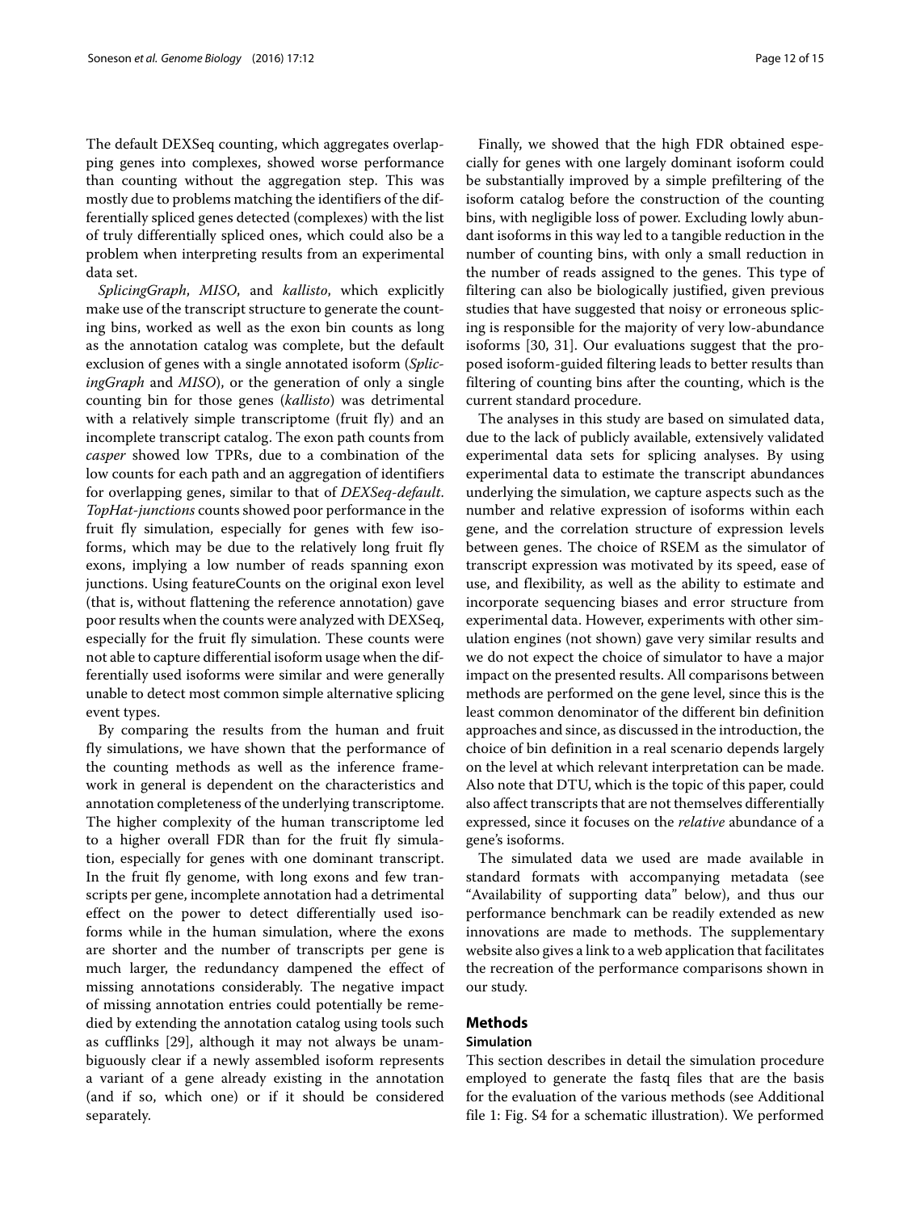The default DEXSeq counting, which aggregates overlapping genes into complexes, showed worse performance than counting without the aggregation step. This was mostly due to problems matching the identifiers of the differentially spliced genes detected (complexes) with the list of truly differentially spliced ones, which could also be a problem when interpreting results from an experimental data set.

*SplicingGraph*, *MISO*, and *kallisto*, which explicitly make use of the transcript structure to generate the counting bins, worked as well as the exon bin counts as long as the annotation catalog was complete, but the default exclusion of genes with a single annotated isoform (*SplicingGraph* and *MISO*), or the generation of only a single counting bin for those genes (*kallisto*) was detrimental with a relatively simple transcriptome (fruit fly) and an incomplete transcript catalog. The exon path counts from *casper* showed low TPRs, due to a combination of the low counts for each path and an aggregation of identifiers for overlapping genes, similar to that of *DEXSeq-default*. *TopHat-junctions* counts showed poor performance in the fruit fly simulation, especially for genes with few isoforms, which may be due to the relatively long fruit fly exons, implying a low number of reads spanning exon junctions. Using featureCounts on the original exon level (that is, without flattening the reference annotation) gave poor results when the counts were analyzed with DEXSeq, especially for the fruit fly simulation. These counts were not able to capture differential isoform usage when the differentially used isoforms were similar and were generally unable to detect most common simple alternative splicing event types.

By comparing the results from the human and fruit fly simulations, we have shown that the performance of the counting methods as well as the inference framework in general is dependent on the characteristics and annotation completeness of the underlying transcriptome. The higher complexity of the human transcriptome led to a higher overall FDR than for the fruit fly simulation, especially for genes with one dominant transcript. In the fruit fly genome, with long exons and few transcripts per gene, incomplete annotation had a detrimental effect on the power to detect differentially used isoforms while in the human simulation, where the exons are shorter and the number of transcripts per gene is much larger, the redundancy dampened the effect of missing annotations considerably. The negative impact of missing annotation entries could potentially be remedied by extending the annotation catalog using tools such as cufflinks [29], although it may not always be unambiguously clear if a newly assembled isoform represents a variant of a gene already existing in the annotation (and if so, which one) or if it should be considered separately.

Finally, we showed that the high FDR obtained especially for genes with one largely dominant isoform could be substantially improved by a simple prefiltering of the isoform catalog before the construction of the counting bins, with negligible loss of power. Excluding lowly abundant isoforms in this way led to a tangible reduction in the number of counting bins, with only a small reduction in the number of reads assigned to the genes. This type of filtering can also be biologically justified, given previous studies that have suggested that noisy or erroneous splicing is responsible for the majority of very low-abundance isoforms [30, 31]. Our evaluations suggest that the proposed isoform-guided filtering leads to better results than filtering of counting bins after the counting, which is the current standard procedure.

The analyses in this study are based on simulated data, due to the lack of publicly available, extensively validated experimental data sets for splicing analyses. By using experimental data to estimate the transcript abundances underlying the simulation, we capture aspects such as the number and relative expression of isoforms within each gene, and the correlation structure of expression levels between genes. The choice of RSEM as the simulator of transcript expression was motivated by its speed, ease of use, and flexibility, as well as the ability to estimate and incorporate sequencing biases and error structure from experimental data. However, experiments with other simulation engines (not shown) gave very similar results and we do not expect the choice of simulator to have a major impact on the presented results. All comparisons between methods are performed on the gene level, since this is the least common denominator of the different bin definition approaches and since, as discussed in the introduction, the choice of bin definition in a real scenario depends largely on the level at which relevant interpretation can be made. Also note that DTU, which is the topic of this paper, could also affect transcripts that are not themselves differentially expressed, since it focuses on the *relative* abundance of a gene's isoforms.

The simulated data we used are made available in standard formats with accompanying metadata (see "Availability of supporting data" below), and thus our performance benchmark can be readily extended as new innovations are made to methods. The supplementary website also gives a link to a web application that facilitates the recreation of the performance comparisons shown in our study.

## Methods

### Simulation

This section describes in detail the simulation procedure employed to generate the fastq files that are the basis for the evaluation of the various methods (see Additional file 1: Fig. S4 for a schematic illustration). We performed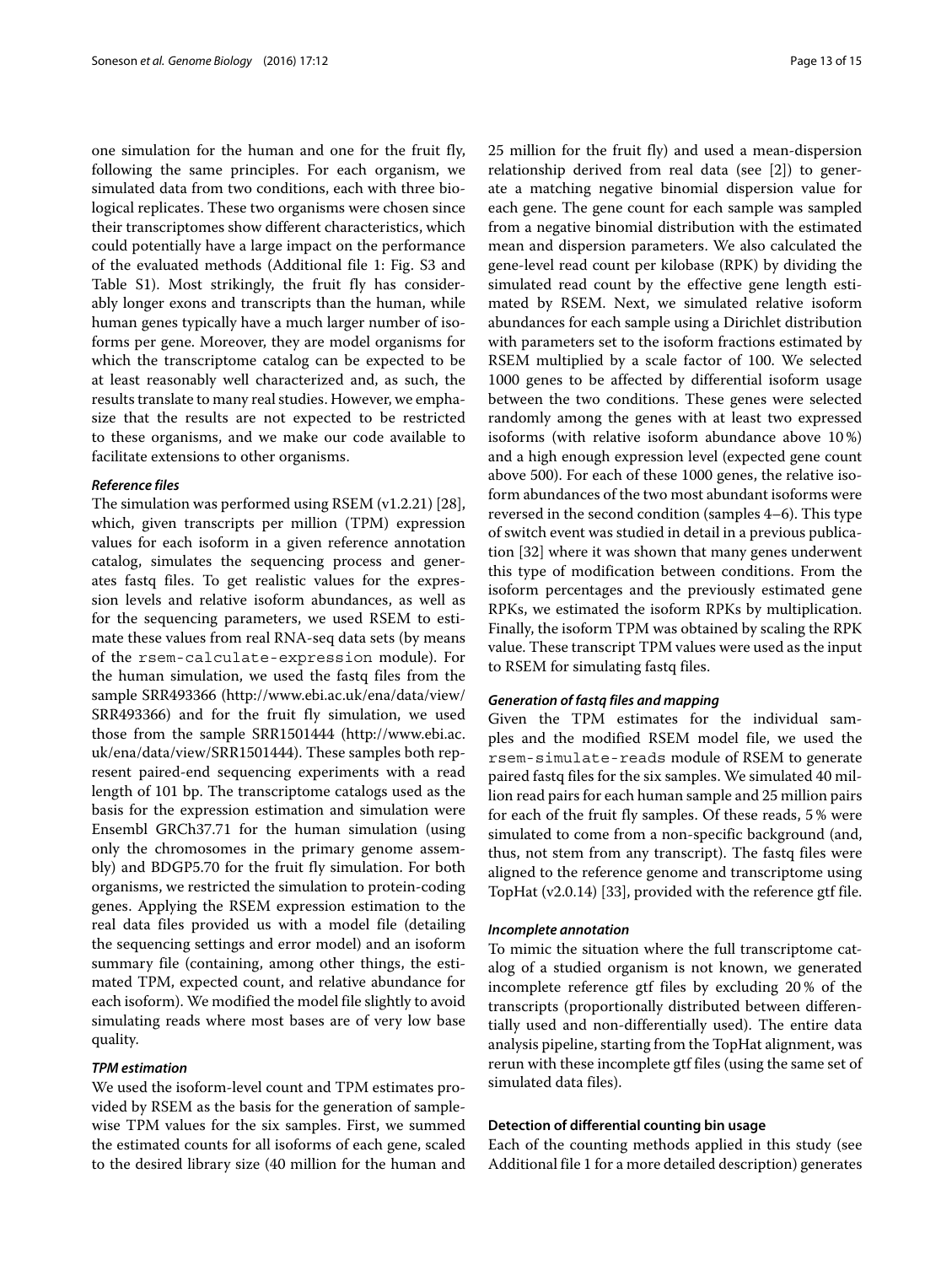one simulation for the human and one for the fruit fly, following the same principles. For each organism, we simulated data from two conditions, each with three biological replicates. These two organisms were chosen since their transcriptomes show different characteristics, which could potentially have a large impact on the performance of the evaluated methods (Additional file 1: Fig. S3 and Table S1). Most strikingly, the fruit fly has considerably longer exons and transcripts than the human, while human genes typically have a much larger number of isoforms per gene. Moreover, they are model organisms for which the transcriptome catalog can be expected to be at least reasonably well characterized and, as such, the results translate to many real studies. However, we emphasize that the results are not expected to be restricted to these organisms, and we make our code available to facilitate extensions to other organisms.

#### Reference files

The simulation was performed using RSEM (v1.2.21) [28], which, given transcripts per million (TPM) expression values for each isoform in a given reference annotation catalog, simulates the sequencing process and generates fastq files. To get realistic values for the expression levels and relative isoform abundances, as well as for the sequencing parameters, we used RSEM to estimate these values from real RNA-seq data sets (by means of the `rsem-calculate-expression` module). For the human simulation, we used the fastq files from the sample SRR493366 (http://www.ebi.ac.uk/ena/data/view/SRR493366) and for the fruit fly simulation, we used those from the sample SRR1501444 (http://www.ebi.ac.uk/ena/data/view/SRR1501444). These samples both represent paired-end sequencing experiments with a read length of 101 bp. The transcriptome catalogs used as the basis for the expression estimation and simulation were Ensembl GRCh37.71 for the human simulation (using only the chromosomes in the primary genome assembly) and BDGP5.70 for the fruit fly simulation. For both organisms, we restricted the simulation to protein-coding genes. Applying the RSEM expression estimation to the real data files provided us with a model file (detailing the sequencing settings and error model) and an isoform summary file (containing, among other things, the estimated TPM, expected count, and relative abundance for each isoform). We modified the model file slightly to avoid simulating reads where most bases are of very low base quality.

#### TPM estimation

We used the isoform-level count and TPM estimates provided by RSEM as the basis for the generation of samplewise TPM values for the six samples. First, we summed the estimated counts for all isoforms of each gene, scaled to the desired library size (40 million for the human and 25 million for the fruit fly) and used a mean-dispersion relationship derived from real data (see [2]) to generate a matching negative binomial dispersion value for each gene. The gene count for each sample was sampled from a negative binomial distribution with the estimated mean and dispersion parameters. We also calculated the gene-level read count per kilobase (RPK) by dividing the simulated read count by the effective gene length estimated by RSEM. Next, we simulated relative isoform abundances for each sample using a Dirichlet distribution with parameters set to the isoform fractions estimated by RSEM multiplied by a scale factor of 100. We selected 1000 genes to be affected by differential isoform usage between the two conditions. These genes were selected randomly among the genes with at least two expressed isoforms (with relative isoform abundance above 10 %) and a high enough expression level (expected gene count above 500). For each of these 1000 genes, the relative isoform abundances of the two most abundant isoforms were reversed in the second condition (samples 4–6). This type of switch event was studied in detail in a previous publication [32] where it was shown that many genes underwent this type of modification between conditions. From the isoform percentages and the previously estimated gene RPKs, we estimated the isoform RPKs by multiplication. Finally, the isoform TPM was obtained by scaling the RPK value. These transcript TPM values were used as the input to RSEM for simulating fastq files.

#### Generation of fastq files and mapping

Given the TPM estimates for the individual samples and the modified RSEM model file, we used the `rsem-simulate-reads` module of RSEM to generate paired fastq files for the six samples. We simulated 40 million read pairs for each human sample and 25 million pairs for each of the fruit fly samples. Of these reads, 5 % were simulated to come from a non-specific background (and, thus, not stem from any transcript). The fastq files were aligned to the reference genome and transcriptome using TopHat (v2.0.14) [33], provided with the reference gtf file.

#### Incomplete annotation

To mimic the situation where the full transcriptome catalog of a studied organism is not known, we generated incomplete reference gtf files by excluding 20 % of the transcripts (proportionally distributed between differentially used and non-differentially used). The entire data analysis pipeline, starting from the TopHat alignment, was rerun with these incomplete gtf files (using the same set of simulated data files).

### Detection of differential counting bin usage

Each of the counting methods applied in this study (see Additional file 1 for a more detailed description) generates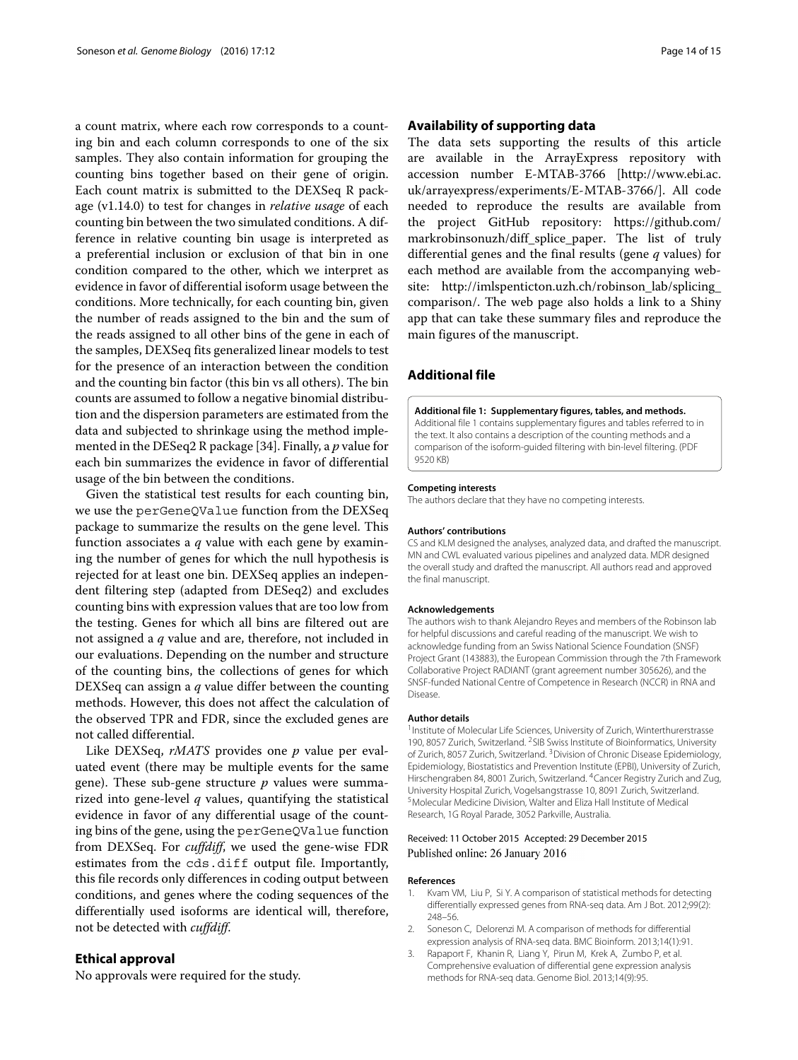a count matrix, where each row corresponds to a counting bin and each column corresponds to one of the six samples. They also contain information for grouping the counting bins together based on their gene of origin. Each count matrix is submitted to the DEXSeq R package (v1.14.0) to test for changes in *relative usage* of each counting bin between the two simulated conditions. A difference in relative counting bin usage is interpreted as a preferential inclusion or exclusion of that bin in one condition compared to the other, which we interpret as evidence in favor of differential isoform usage between the conditions. More technically, for each counting bin, given the number of reads assigned to the bin and the sum of the reads assigned to all other bins of the gene in each of the samples, DEXSeq fits generalized linear models to test for the presence of an interaction between the condition and the counting bin factor (this bin vs all others). The bin counts are assumed to follow a negative binomial distribution and the dispersion parameters are estimated from the data and subjected to shrinkage using the method implemented in the DESeq2 R package [34]. Finally, a *p* value for each bin summarizes the evidence in favor of differential usage of the bin between the conditions.

Given the statistical test results for each counting bin, we use the `perGeneQValue` function from the DEXSeq package to summarize the results on the gene level. This function associates a *q* value with each gene by examining the number of genes for which the null hypothesis is rejected for at least one bin. DEXSeq applies an independent filtering step (adapted from DESeq2) and excludes counting bins with expression values that are too low from the testing. Genes for which all bins are filtered out are not assigned a *q* value and are, therefore, not included in our evaluations. Depending on the number and structure of the counting bins, the collections of genes for which DEXSeq can assign a *q* value differ between the counting methods. However, this does not affect the calculation of the observed TPR and FDR, since the excluded genes are not called differential.

Like DEXSeq, *rMATS* provides one *p* value per evaluated event (there may be multiple events for the same gene). These sub-gene structure *p* values were summarized into gene-level *q* values, quantifying the statistical evidence in favor of any differential usage of the counting bins of the gene, using the `perGeneQValue` function from DEXSeq. For *cuffdiff*, we used the gene-wise FDR estimates from the `cds.diff` output file. Importantly, this file records only differences in coding output between conditions, and genes where the coding sequences of the differentially used isoforms are identical will, therefore, not be detected with *cuffdiff*.

## Ethical approval

No approvals were required for the study.

## Availability of supporting data

The data sets supporting the results of this article are available in the ArrayExpress repository with accession number E-MTAB-3766 [http://www.ebi.ac.uk/arrayexpress/experiments/E-MTAB-3766/]. All code needed to reproduce the results are available from the project GitHub repository: https://github.com/markrobinsonuzh/diff_splice_paper. The list of truly differential genes and the final results (gene *q* values) for each method are available from the accompanying website: http://imlspenticton.uzh.ch/robinson_lab/splicing_comparison/. The web page also holds a link to a Shiny app that can take these summary files and reproduce the main figures of the manuscript.

## Additional file

**Additional file 1: Supplementary figures, tables, and methods.** Additional file 1 contains supplementary figures and tables referred to in the text. It also contains a description of the counting methods and a comparison of the isoform-guided filtering with bin-level filtering. (PDF 9520 KB)

#### Competing interests

The authors declare that they have no competing interests.

#### Authors' contributions

CS and KLM designed the analyses, analyzed data, and drafted the manuscript. MN and CWL evaluated various pipelines and analyzed data. MDR designed the overall study and drafted the manuscript. All authors read and approved the final manuscript.

#### Acknowledgements

The authors wish to thank Alejandro Reyes and members of the Robinson lab for helpful discussions and careful reading of the manuscript. We wish to acknowledge funding from an Swiss National Science Foundation (SNSF) Project Grant (143883), the European Commission through the 7th Framework Collaborative Project RADIANT (grant agreement number 305626), and the SNSF-funded National Centre of Competence in Research (NCCR) in RNA and Disease.

#### Author details

[1]Institute of Molecular Life Sciences, University of Zurich, Winterthurerstrasse 190, 8057 Zurich, Switzerland. [2]SIB Swiss Institute of Bioinformatics, University of Zurich, 8057 Zurich, Switzerland. [3]Division of Chronic Disease Epidemiology, Epidemiology, Biostatistics and Prevention Institute (EPBI), University of Zurich, Hirschengraben 84, 8001 Zurich, Switzerland. [4]Cancer Registry Zurich and Zug, University Hospital Zurich, Vogelsangstrasse 10, 8091 Zurich, Switzerland. [5]Molecular Medicine Division, Walter and Eliza Hall Institute of Medical Research, 1G Royal Parade, 3052 Parkville, Australia.

Received: 11 October 2015 Accepted: 29 December 2015
Published online: 26 January 2016

#### References

1. Kvam VM, Liu P, Si Y. A comparison of statistical methods for detecting differentially expressed genes from RNA-seq data. Am J Bot. 2012;99(2): 248–56.
2. Soneson C, Delorenzi M. A comparison of methods for differential expression analysis of RNA-seq data. BMC Bioinform. 2013;14(1):91.
3. Rapaport F, Khanin R, Liang Y, Pirun M, Krek A, Zumbo P, et al. Comprehensive evaluation of differential gene expression analysis methods for RNA-seq data. Genome Biol. 2013;14(9):95.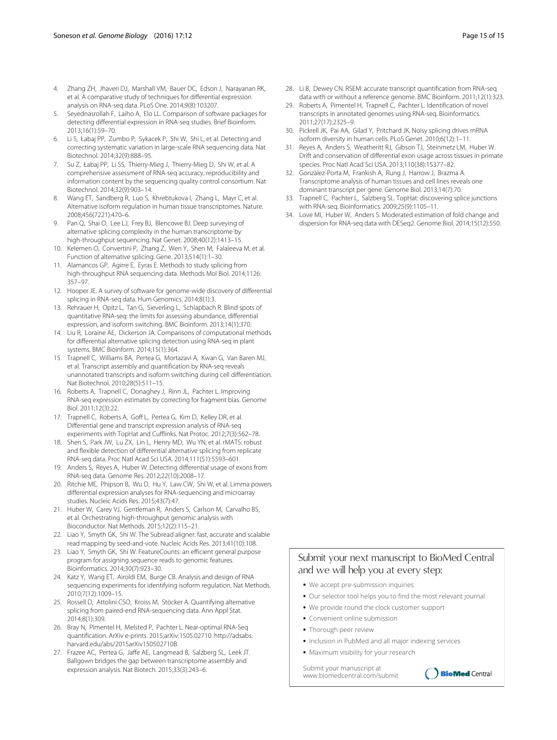4. Zhang ZH, Jhaveri DJ, Marshall VM, Bauer DC, Edson J, Narayanan RK, et al. A comparative study of techniques for differential expression analysis on RNA-seq data. PLoS One. 2014;9(8):103207.
5. Seyednasrollah F, Laiho A, Elo LL. Comparison of software packages for detecting differential expression in RNA-seq studies. Brief Bioinform. 2013;16(1):59–70.
6. Li S, Łabaj PP, Zumbo P, Sykacek P, Shi W, Shi L, et al. Detecting and correcting systematic variation in large-scale RNA sequencing data. Nat Biotechnol. 2014;32(9):888–95.
7. Su Z, Łabaj PP, Li SS, Thierry-Mieg J, Thierry-Mieg D, Shi W, et al. A comprehensive assessment of RNA-seq accuracy, reproducibility and information content by the sequencing quality control consortium. Nat Biotechnol. 2014;32(9):903–14.
8. Wang ET, Sandberg R, Luo S, Khrebtukova I, Zhang L, Mayr C, et al. Alternative isoform regulation in human tissue transcriptomes. Nature. 2008;456(7221):470–6.
9. Pan Q, Shai O, Lee LJ, Frey BJ, Blencowe BJ. Deep surveying of alternative splicing complexity in the human transcriptome by high-throughput sequencing. Nat Genet. 2008;40(12):1413–15.
10. Kelemen O, Convertini P, Zhang Z, Wen Y, Shen M, Falaleeva M, et al. Function of alternative splicing. Gene. 2013;514(1):1–30.
11. Alamancos GP, Agirre E, Eyras E. Methods to study splicing from high-throughput RNA sequencing data. Methods Mol Biol. 2014;1126: 357–97.
12. Hooper JE. A survey of software for genome-wide discovery of differential splicing in RNA-seq data. Hum Genomics. 2014;8(1):3.
13. Rehrauer H, Opitz L, Tan G, Sieverling L, Schlapbach R. Blind spots of quantitative RNA-seq: the limits for assessing abundance, differential expression, and isoform switching. BMC Bioinform. 2013;14(1):370.
14. Liu R, Loraine AE, Dickerson JA. Comparisons of computational methods for differential alternative splicing detection using RNA-seq in plant systems. BMC Bioinform. 2014;15(1):364.
15. Trapnell C, Williams BA, Pertea G, Mortazavi A, Kwan G, Van Baren MJ, et al. Transcript assembly and quantification by RNA-seq reveals unannotated transcripts and isoform switching during cell differentiation. Nat Biotechnol. 2010;28(5):511–15.
16. Roberts A, Trapnell C, Donaghey J, Rinn JL, Pachter L. Improving RNA-seq expression estimates by correcting for fragment bias. Genome Biol. 2011;12(3):22.
17. Trapnell C, Roberts A, Goff L, Pertea G, Kim D, Kelley DR, et al. Differential gene and transcript expression analysis of RNA-seq experiments with TopHat and Cufflinks. Nat Protoc. 2012;7(3):562–78.
18. Shen S, Park JW, Lu ZX, Lin L, Henry MD, Wu YN, et al. rMATS: robust and flexible detection of differential alternative splicing from replicate RNA-seq data. Proc Natl Acad Sci USA. 2014;111(51):5593–601.
19. Anders S, Reyes A, Huber W. Detecting differential usage of exons from RNA-seq data. Genome Res. 2012;22(10):2008–17.
20. Ritchie ME, Phipson B, Wu D, Hu Y, Law CW, Shi W, et al. Limma powers differential expression analyses for RNA-sequencing and microarray studies. Nucleic Acids Res. 2015;43(7):47.
21. Huber W, Carey VJ, Gentleman R, Anders S, Carlson M, Carvalho BS, et al. Orchestrating high-throughput genomic analysis with Bioconductor. Nat Methods. 2015;12(2):115–21.
22. Liao Y, Smyth GK, Shi W. The Subread aligner: fast, accurate and scalable read mapping by seed-and-vote. Nucleic Acids Res. 2013;41(10):108.
23. Liao Y, Smyth GK, Shi W. FeatureCounts: an efficient general purpose program for assigning sequence reads to genomic features. Bioinformatics. 2014;30(7):923–30.
24. Katz Y, Wang ET, Airoldi EM, Burge CB. Analysis and design of RNA sequencing experiments for identifying isoform regulation. Nat Methods. 2010;7(12):1009–15.
25. Rossell D, Attolini CSO, Kroiss M, Stöcker A. Quantifying alternative splicing from paired-end RNA-sequencing data. Ann Appl Stat. 2014;8(1):309.
26. Bray N, Pimentel H, Melsted P, Pachter L. Near-optimal RNA-Seq quantification. ArXiv e-prints. 2015;arXiv:1505.02710. http://adsabs.harvard.edu/abs/2015arXiv150502710B.
27. Frazee AC, Pertea G, Jaffe AE, Langmead B, Salzberg SL, Leek JT. Ballgown bridges the gap between transcriptome assembly and expression analysis. Nat Biotech. 2015;33(3):243–6.
28. Li B, Dewey CN. RSEM: accurate transcript quantification from RNA-seq data with or without a reference genome. BMC Bioinform. 2011;12(1):323.
29. Roberts A, Pimentel H, Trapnell C, Pachter L. Identification of novel transcripts in annotated genomes using RNA-seq. Bioinformatics. 2011;27(17):2325–9.
30. Pickrell JK, Pai AA, Gilad Y, Pritchard JK. Noisy splicing drives mRNA isoform diversity in human cells. PLoS Genet. 2010;6(12):1–11.
31. Reyes A, Anders S, Weatheritt RJ, Gibson TJ, Steinmetz LM, Huber W. Drift and conservation of differential exon usage across tissues in primate species. Proc Natl Acad Sci USA. 2013;110(38):15377–82.
32. Gonzàlez-Porta M, Frankish A, Rung J, Harrow J, Brazma A. Transcriptome analysis of human tissues and cell lines reveals one dominant transcript per gene. Genome Biol. 2013;14(7):70.
33. Trapnell C, Pachter L, Salzberg SL. TopHat: discovering splice junctions with RNA-seq. Bioinformatics. 2009;25(9):1105–11.
34. Love MI, Huber W, Anders S. Moderated estimation of fold change and dispersion for RNA-seq data with DESeq2. Genome Biol. 2014;15(12):550.

Submit your next manuscript to BioMed Central and we will help you at every step:

- We accept pre-submission inquiries
- Our selector tool helps you to find the most relevant journal
- We provide round the clock customer support
- Convenient online submission
- Thorough peer review
- Inclusion in PubMed and all major indexing services
- Maximum visibility for your research

Submit your manuscript at www.biomedcentral.com/submit

BioMed Central